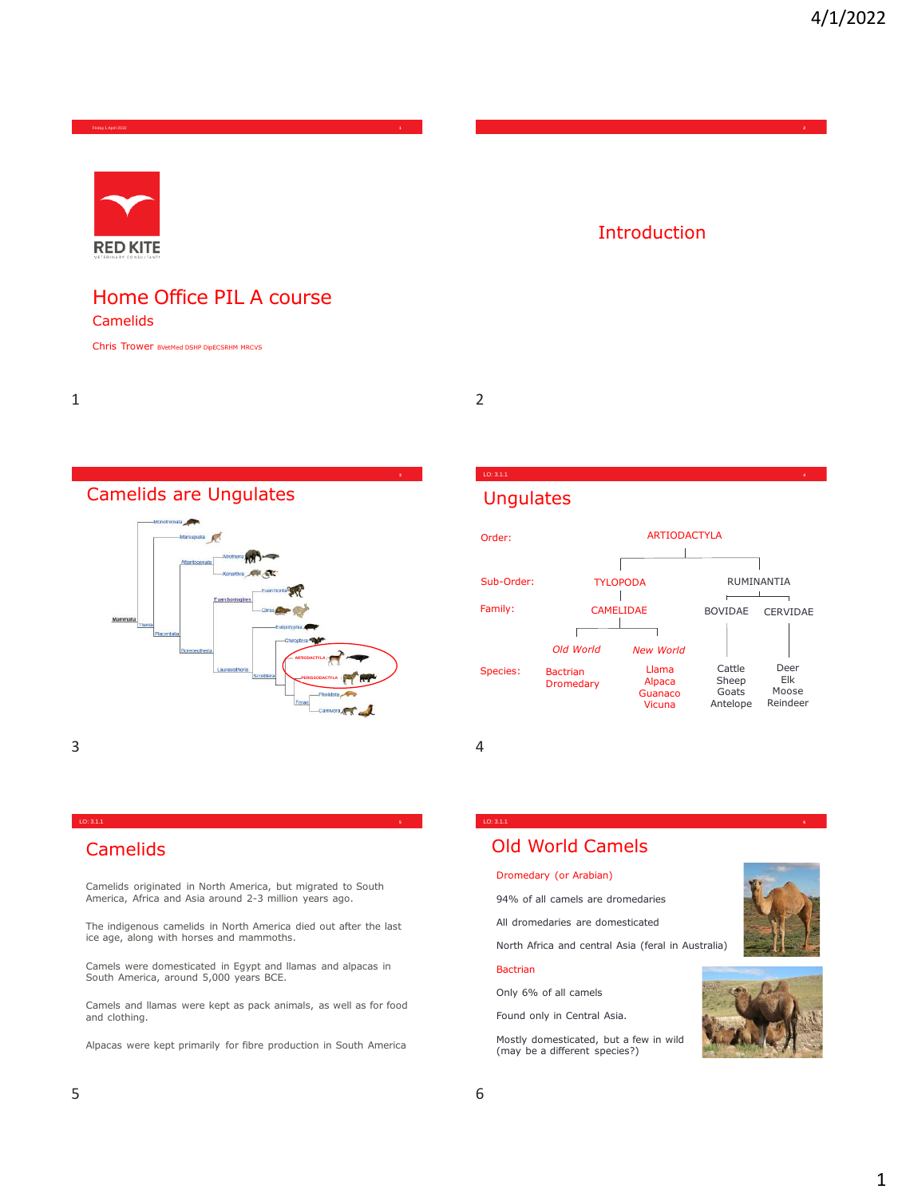# Home Office PIL A course

## Camelids

Chris Trower BVetMed DSHP DipECSRHM MRCVS

---

## Introduction

---

## Camelids are Ungulates

---

## Ungulates

| | | | | |
|---|---|---|---|---|
| Order: | ARTIODACTYLA | | | |
| Sub-Order: | TYLOPODA | | RUMINANTIA | |
| Family: | CAMELIDAE | | BOVIDAE | CERVIDAE |
| | *Old World* | *New World* | | |
| Species: | Bactrian<br>Dromedary | Llama<br>Alpaca<br>Guanaco<br>Vicuna | Cattle<br>Sheep<br>Goats<br>Antelope | Deer<br>Elk<br>Moose<br>Reindeer |

---

## Camelids

Camelids originated in North America, but migrated to South America, Africa and Asia around 2-3 million years ago.

The indigenous camelids in North America died out after the last ice age, along with horses and mammoths.

Camels were domesticated in Egypt and llamas and alpacas in South America, around 5,000 years BCE.

Camels and llamas were kept as pack animals, as well as for food and clothing.

Alpacas were kept primarily for fibre production in South America

---

## Old World Camels

**Dromedary (or Arabian)**

94% of all camels are dromedaries

All dromedaries are domesticated

North Africa and central Asia (feral in Australia)

**Bactrian**

Only 6% of all camels

Found only in Central Asia.

Mostly domesticated, but a few in wild (may be a different species?)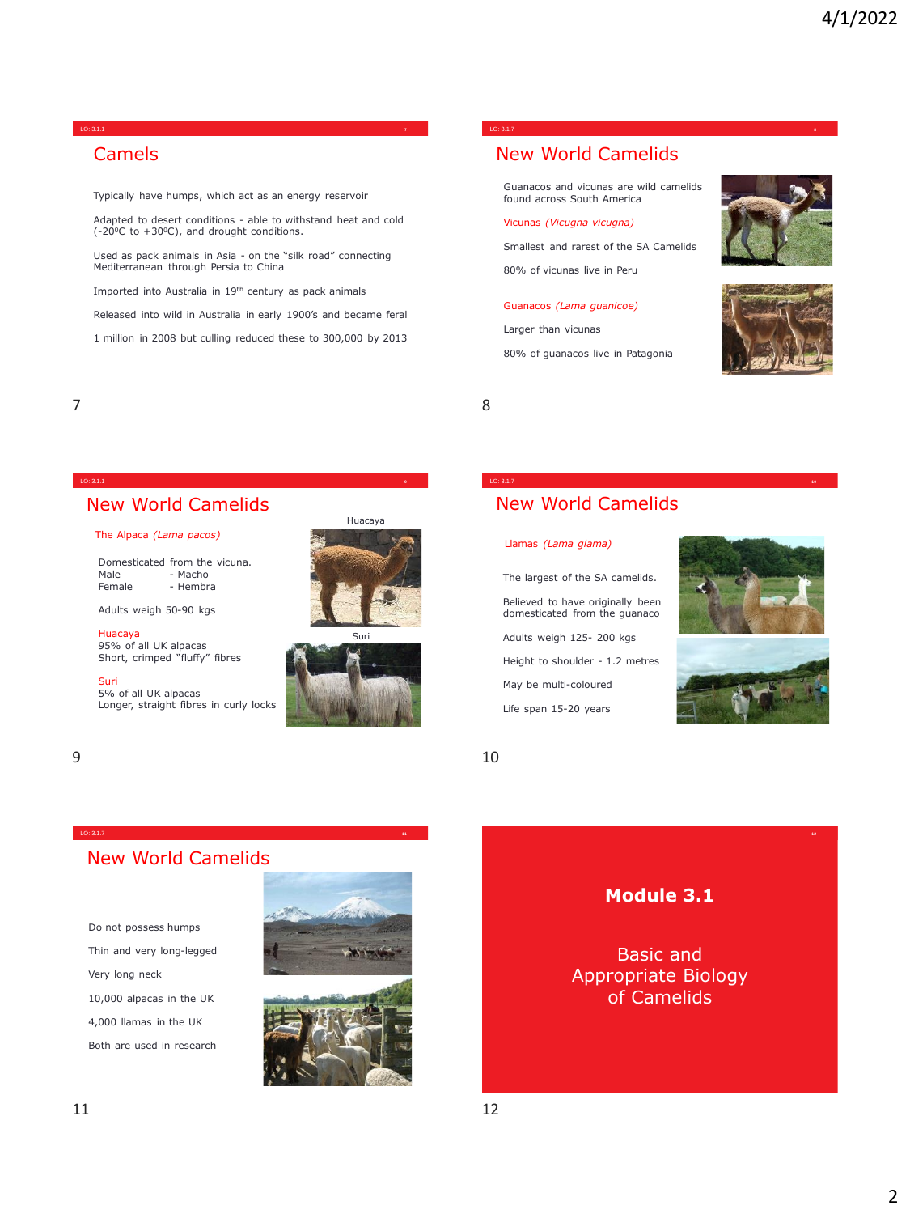## Camels

Typically have humps, which act as an energy reservoir

Adapted to desert conditions - able to withstand heat and cold (-20⁰C to +30⁰C), and drought conditions.

Used as pack animals in Asia - on the "silk road" connecting Mediterranean through Persia to China

Imported into Australia in 19th century as pack animals

Released into wild in Australia in early 1900's and became feral

1 million in 2008 but culling reduced these to 300,000 by 2013

## New World Camelids

Guanacos and vicunas are wild camelids found across South America

Vicunas *(Vicugna vicugna)*

Smallest and rarest of the SA Camelids

80% of vicunas live in Peru

Guanacos *(Lama guanicoe)*

Larger than vicunas

80% of guanacos live in Patagonia

## New World Camelids

The Alpaca *(Lama pacos)*

Domesticated from the vicuna.
Male - Macho
Female - Hembra

Adults weigh 50-90 kgs

Huacaya
95% of all UK alpacas
Short, crimped "fluffy" fibres

Suri
5% of all UK alpacas
Longer, straight fibres in curly locks

Huacaya

Suri

## New World Camelids

Llamas *(Lama glama)*

The largest of the SA camelids.

Believed to have originally been domesticated from the guanaco

Adults weigh 125- 200 kgs

Height to shoulder - 1.2 metres

May be multi-coloured

Life span 15-20 years

## New World Camelids

Do not possess humps

Thin and very long-legged

Very long neck

10,000 alpacas in the UK

4,000 llamas in the UK

Both are used in research

# Module 3.1

## Basic and Appropriate Biology of Camelids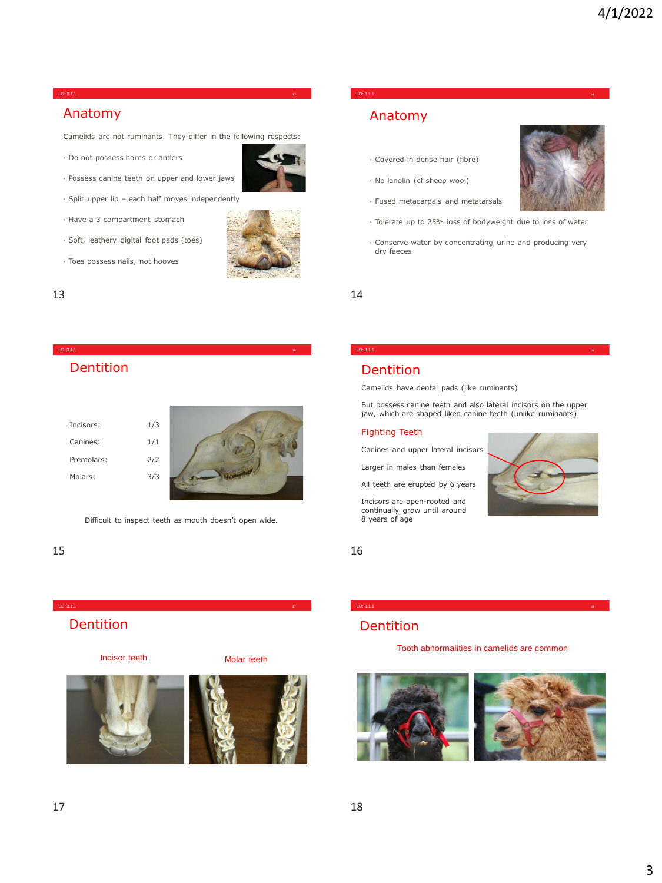## Anatomy

Camelids are not ruminants. They differ in the following respects:

- Do not possess horns or antlers
- Possess canine teeth on upper and lower jaws
- Split upper lip – each half moves independently
- Have a 3 compartment stomach
- Soft, leathery digital foot pads (toes)
- Toes possess nails, not hooves

## Anatomy

- Covered in dense hair (fibre)
- No lanolin (cf sheep wool)
- Fused metacarpals and metatarsals
- Tolerate up to 25% loss of bodyweight due to loss of water
- Conserve water by concentrating urine and producing very dry faeces

## Dentition

| | |
|---|---|
| Incisors: | 1/3 |
| Canines: | 1/1 |
| Premolars: | 2/2 |
| Molars: | 3/3 |

Difficult to inspect teeth as mouth doesn't open wide.

## Dentition

Camelids have dental pads (like ruminants)

But possess canine teeth and also lateral incisors on the upper jaw, which are shaped liked canine teeth (unlike ruminants)

### Fighting Teeth

Canines and upper lateral incisors

Larger in males than females

All teeth are erupted by 6 years

Incisors are open-rooted and continually grow until around 8 years of age

## Dentition

Incisor teeth

Molar teeth

## Dentition

Tooth abnormalities in camelids are common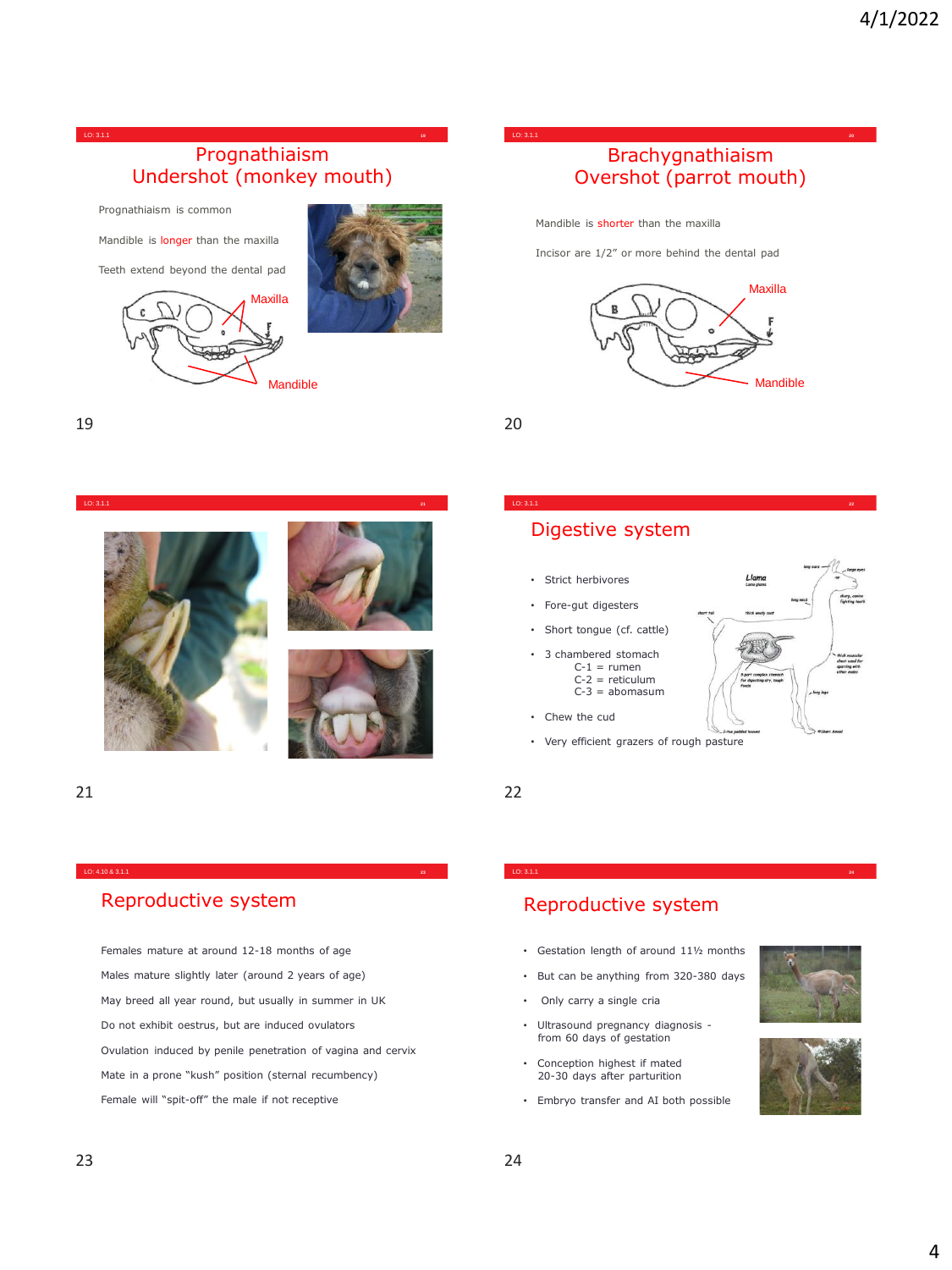## Prognathiaism
## Undershot (monkey mouth)

Prognathiaism is common

Mandible is longer than the maxilla

Teeth extend beyond the dental pad

## Brachygnathiaism
## Overshot (parrot mouth)

Mandible is shorter than the maxilla

Incisor are 1/2" or more behind the dental pad

## Digestive system

- Strict herbivores
- Fore-gut digesters
- Short tongue (cf. cattle)
- 3 chambered stomach
  - C-1 = rumen
  - C-2 = reticulum
  - C-3 = abomasum
- Chew the cud
- Very efficient grazers of rough pasture

## Reproductive system

Females mature at around 12-18 months of age

Males mature slightly later (around 2 years of age)

May breed all year round, but usually in summer in UK

Do not exhibit oestrus, but are induced ovulators

Ovulation induced by penile penetration of vagina and cervix

Mate in a prone "kush" position (sternal recumbency)

Female will "spit-off" the male if not receptive

## Reproductive system

- Gestation length of around 11½ months
- But can be anything from 320-380 days
- Only carry a single cria
- Ultrasound pregnancy diagnosis - from 60 days of gestation
- Conception highest if mated 20-30 days after parturition
- Embryo transfer and AI both possible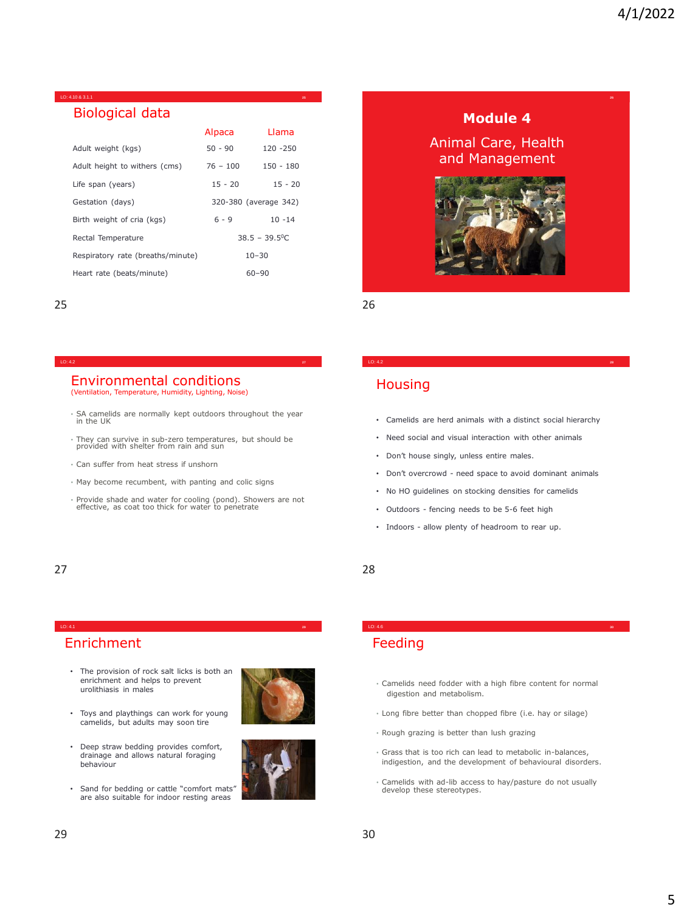LO: 4.10 & 3.1.1

## Biological data

| | Alpaca | Llama |
|---|---|---|
| Adult weight (kgs) | 50 - 90 | 120 -250 |
| Adult height to withers (cms) | 76 – 100 | 150 - 180 |
| Life span (years) | 15 - 20 | 15 - 20 |
| Gestation (days) | 320-380 (average 342) | |
| Birth weight of cria (kgs) | 6 - 9 | 10 -14 |
| Rectal Temperature | 38.5 – 39.5$^{0}$C | |
| Respiratory rate (breaths/minute) | 10–30 | |
| Heart rate (beats/minute) | 60–90 | |

## Module 4

Animal Care, Health and Management

LO: 4.2

## Environmental conditions

(Ventilation, Temperature, Humidity, Lighting, Noise)

- SA camelids are normally kept outdoors throughout the year in the UK
- They can survive in sub-zero temperatures, but should be provided with shelter from rain and sun
- Can suffer from heat stress if unshorn
- May become recumbent, with panting and colic signs
- Provide shade and water for cooling (pond). Showers are not effective, as coat too thick for water to penetrate

LO: 4.2

## Housing

- Camelids are herd animals with a distinct social hierarchy
- Need social and visual interaction with other animals
- Don't house singly, unless entire males.
- Don't overcrowd - need space to avoid dominant animals
- No HO guidelines on stocking densities for camelids
- Outdoors - fencing needs to be 5-6 feet high
- Indoors - allow plenty of headroom to rear up.

LO: 4.1

## Enrichment

- The provision of rock salt licks is both an enrichment and helps to prevent urolithiasis in males
- Toys and playthings can work for young camelids, but adults may soon tire
- Deep straw bedding provides comfort, drainage and allows natural foraging behaviour
- Sand for bedding or cattle "comfort mats" are also suitable for indoor resting areas

LO: 4.6

## Feeding

- Camelids need fodder with a high fibre content for normal digestion and metabolism.
- Long fibre better than chopped fibre (i.e. hay or silage)
- Rough grazing is better than lush grazing
- Grass that is too rich can lead to metabolic in-balances, indigestion, and the development of behavioural disorders.
- Camelids with ad-lib access to hay/pasture do not usually develop these stereotypes.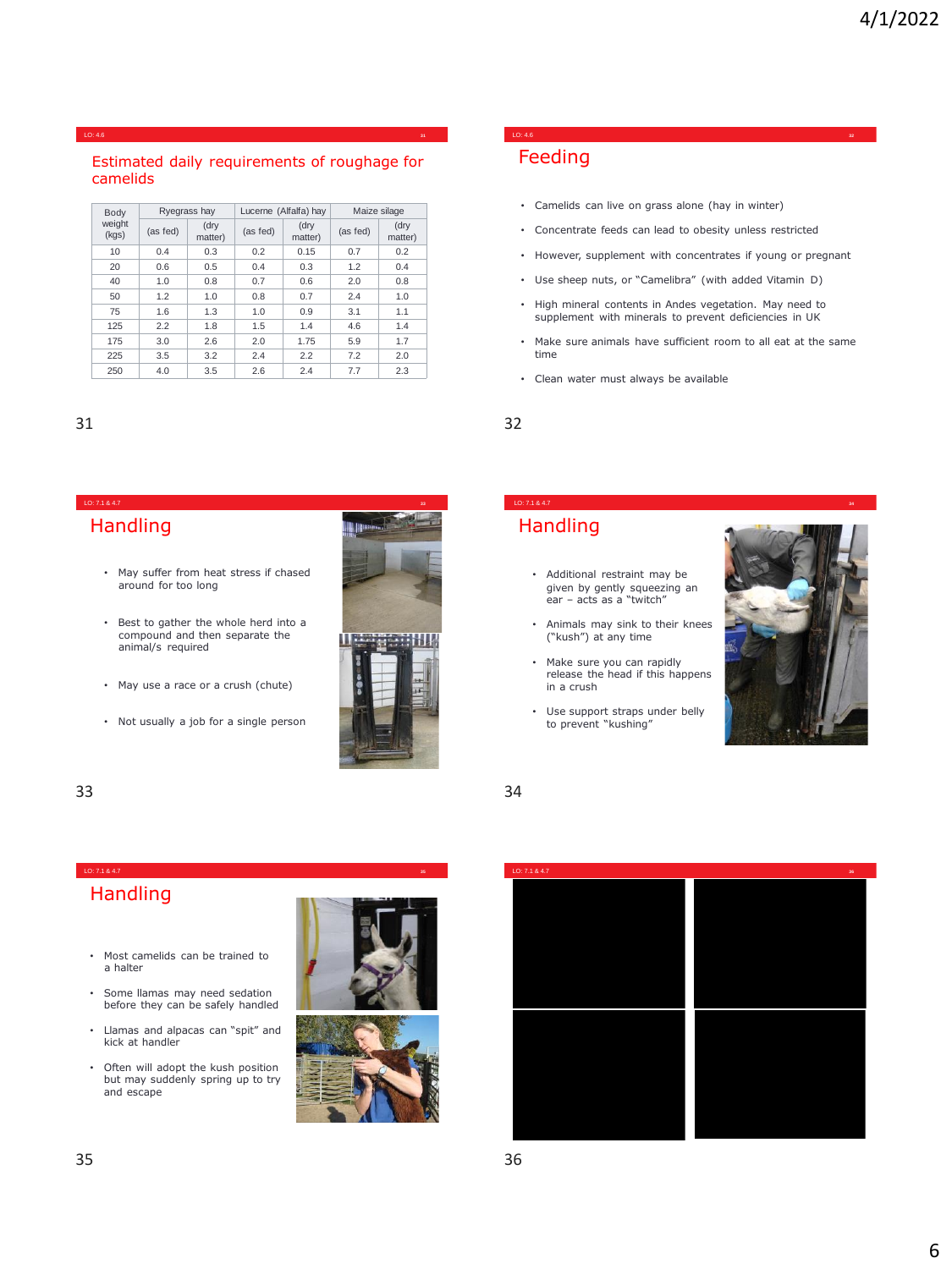## Estimated daily requirements of roughage for camelids

| Body weight (kgs) | Ryegrass hay | | Lucerne (Alfalfa) hay | | Maize silage | |
|---|---|---|---|---|---|---|
| | (as fed) | (dry matter) | (as fed) | (dry matter) | (as fed) | (dry matter) |
| 10 | 0.4 | 0.3 | 0.2 | 0.15 | 0.7 | 0.2 |
| 20 | 0.6 | 0.5 | 0.4 | 0.3 | 1.2 | 0.4 |
| 40 | 1.0 | 0.8 | 0.7 | 0.6 | 2.0 | 0.8 |
| 50 | 1.2 | 1.0 | 0.8 | 0.7 | 2.4 | 1.0 |
| 75 | 1.6 | 1.3 | 1.0 | 0.9 | 3.1 | 1.1 |
| 125 | 2.2 | 1.8 | 1.5 | 1.4 | 4.6 | 1.4 |
| 175 | 3.0 | 2.6 | 2.0 | 1.75 | 5.9 | 1.7 |
| 225 | 3.5 | 3.2 | 2.4 | 2.2 | 7.2 | 2.0 |
| 250 | 4.0 | 3.5 | 2.6 | 2.4 | 7.7 | 2.3 |

## Feeding

- Camelids can live on grass alone (hay in winter)
- Concentrate feeds can lead to obesity unless restricted
- However, supplement with concentrates if young or pregnant
- Use sheep nuts, or "Camelibra" (with added Vitamin D)
- High mineral contents in Andes vegetation. May need to supplement with minerals to prevent deficiencies in UK
- Make sure animals have sufficient room to all eat at the same time
- Clean water must always be available

## Handling

- May suffer from heat stress if chased around for too long
- Best to gather the whole herd into a compound and then separate the animal/s required
- May use a race or a crush (chute)
- Not usually a job for a single person

## Handling

- Additional restraint may be given by gently squeezing an ear – acts as a "twitch"
- Animals may sink to their knees ("kush") at any time
- Make sure you can rapidly release the head if this happens in a crush
- Use support straps under belly to prevent "kushing"

## Handling

- Most camelids can be trained to a halter
- Some llamas may need sedation before they can be safely handled
- Llamas and alpacas can "spit" and kick at handler
- Often will adopt the kush position but may suddenly spring up to try and escape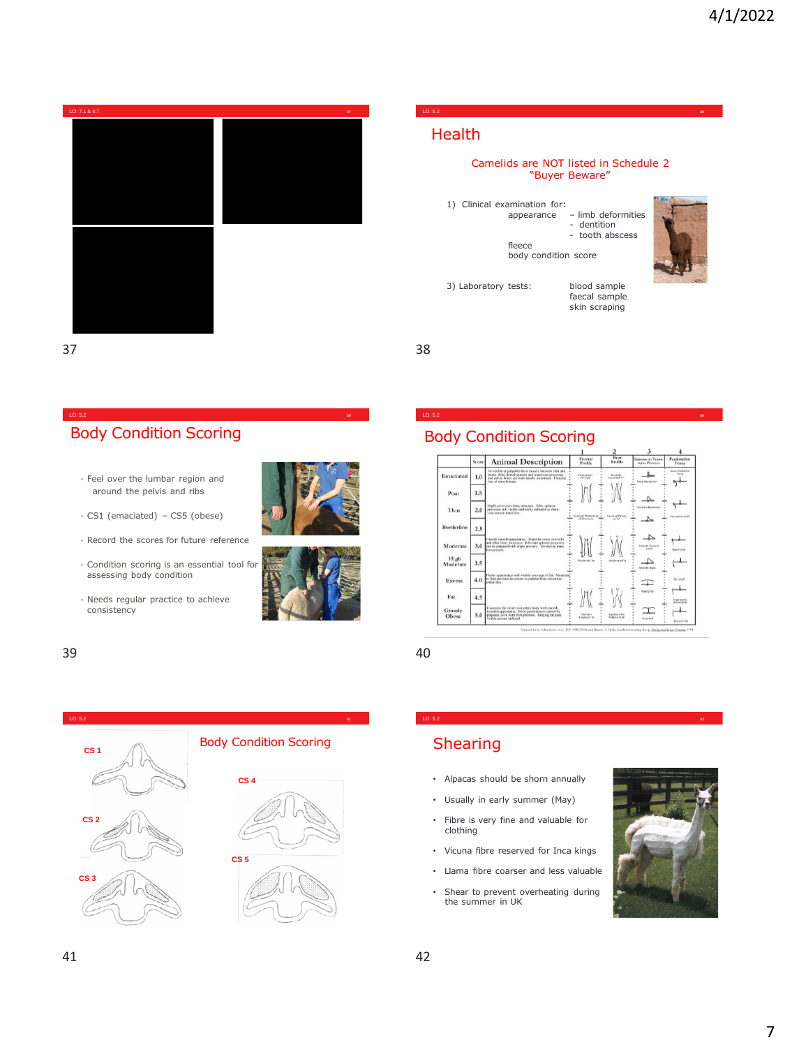## Health

Camelids are NOT listed in Schedule 2
"Buyer Beware"

1) Clinical examination for:
   - appearance
     - limb deformities
     - dentition
     - tooth abscess
   - fleece
   - body condition score

3) Laboratory tests:
   - blood sample
   - faecal sample
   - skin scraping

## Body Condition Scoring

- Feel over the lumbar region and around the pelvis and ribs
- CS1 (emaciated) – CS5 (obese)
- Record the scores for future reference
- Condition scoring is an essential tool for assessing body condition
- Needs regular practice to achieve consistency

## Body Condition Scoring

| | Score | Animal Description | 1 Frontal Profile | 2 Rear Profile | 3 Spinous to Transverse Process | 4 Paralumbar Fossa |
|---|---|---|---|---|---|---|
| Emaciated | 1.0 | | | | | |
| Poor | 1.5 | | | | | |
| Thin | 2.0 | | | | | |
| Borderline | 2.5 | | | | | |
| Moderate | 3.0 | | | | | |
| High Moderate | 3.5 | | | | | |
| Excess | 4.0 | | | | | |
| Fat | 4.5 | | | | | |
| Grossly Obese | 5.0 | | | | | |

## Body Condition Scoring

CS 1

CS 2

CS 3

CS 4

CS 5

## Shearing

- Alpacas should be shorn annually
- Usually in early summer (May)
- Fibre is very fine and valuable for clothing
- Vicuna fibre reserved for Inca kings
- Llama fibre coarser and less valuable
- Shear to prevent overheating during the summer in UK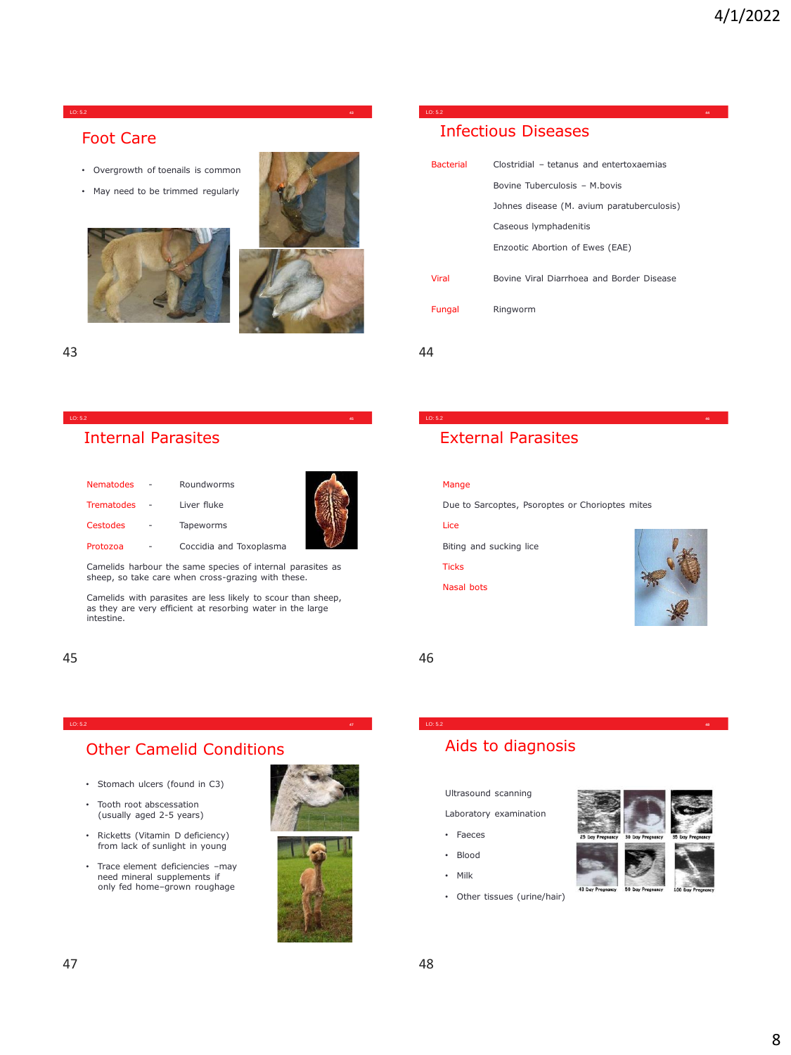## Foot Care

- Overgrowth of toenails is common
- May need to be trimmed regularly

## Infectious Diseases

| | |
|---|---|
| Bacterial | Clostridial – tetanus and entertoxaemias |
| | Bovine Tuberculosis – M.bovis |
| | Johnes disease (M. avium paratuberculosis) |
| | Caseous lymphadenitis |
| | Enzootic Abortion of Ewes (EAE) |
| Viral | Bovine Viral Diarrhoea and Border Disease |
| Fungal | Ringworm |

## Internal Parasites

| | | |
|---|---|---|
| Nematodes | - | Roundworms |
| Trematodes | - | Liver fluke |
| Cestodes | - | Tapeworms |
| Protozoa | - | Coccidia and Toxoplasma |

Camelids harbour the same species of internal parasites as sheep, so take care when cross-grazing with these.

Camelids with parasites are less likely to scour than sheep, as they are very efficient at resorbing water in the large intestine.

## External Parasites

Mange

Due to Sarcoptes, Psoroptes or Chorioptes mites

Lice

Biting and sucking lice

Ticks

Nasal bots

## Other Camelid Conditions

- Stomach ulcers (found in C3)
- Tooth root abscessation (usually aged 2-5 years)
- Ricketts (Vitamin D deficiency) from lack of sunlight in young
- Trace element deficiencies –may need mineral supplements if only fed home–grown roughage

## Aids to diagnosis

Ultrasound scanning

Laboratory examination

- Faeces
- Blood
- Milk
- Other tissues (urine/hair)

25 Day Pregnancy, 30 Day Pregnancy, 35 Day Pregnancy, 43 Day Pregnancy, 50 Day Pregnancy, 100 Day Pregnancy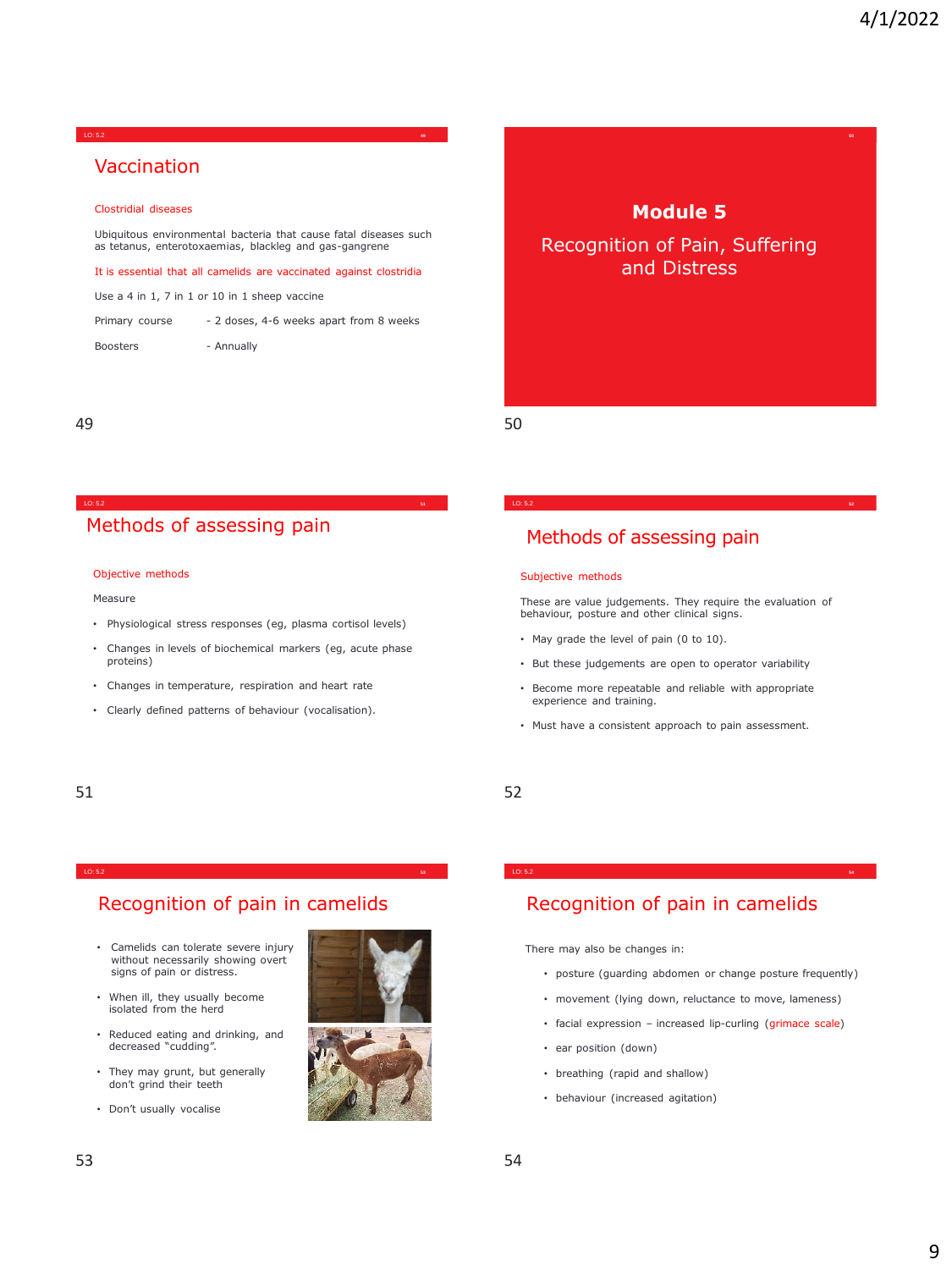## Vaccination

Clostridial diseases

Ubiquitous environmental bacteria that cause fatal diseases such as tetanus, enterotoxaemias, blackleg and gas-gangrene

It is essential that all camelids are vaccinated against clostridia

Use a 4 in 1, 7 in 1 or 10 in 1 sheep vaccine

Primary course - 2 doses, 4-6 weeks apart from 8 weeks

Boosters - Annually

# Module 5

## Recognition of Pain, Suffering and Distress

## Methods of assessing pain

Objective methods

Measure

- Physiological stress responses (eg, plasma cortisol levels)
- Changes in levels of biochemical markers (eg, acute phase proteins)
- Changes in temperature, respiration and heart rate
- Clearly defined patterns of behaviour (vocalisation).

## Methods of assessing pain

Subjective methods

These are value judgements. They require the evaluation of behaviour, posture and other clinical signs.

- May grade the level of pain (0 to 10).
- But these judgements are open to operator variability
- Become more repeatable and reliable with appropriate experience and training.
- Must have a consistent approach to pain assessment.

## Recognition of pain in camelids

- Camelids can tolerate severe injury without necessarily showing overt signs of pain or distress.
- When ill, they usually become isolated from the herd
- Reduced eating and drinking, and decreased "cudding".
- They may grunt, but generally don't grind their teeth
- Don't usually vocalise

## Recognition of pain in camelids

There may also be changes in:

- posture (guarding abdomen or change posture frequently)
- movement (lying down, reluctance to move, lameness)
- facial expression – increased lip-curling (grimace scale)
- ear position (down)
- breathing (rapid and shallow)
- behaviour (increased agitation)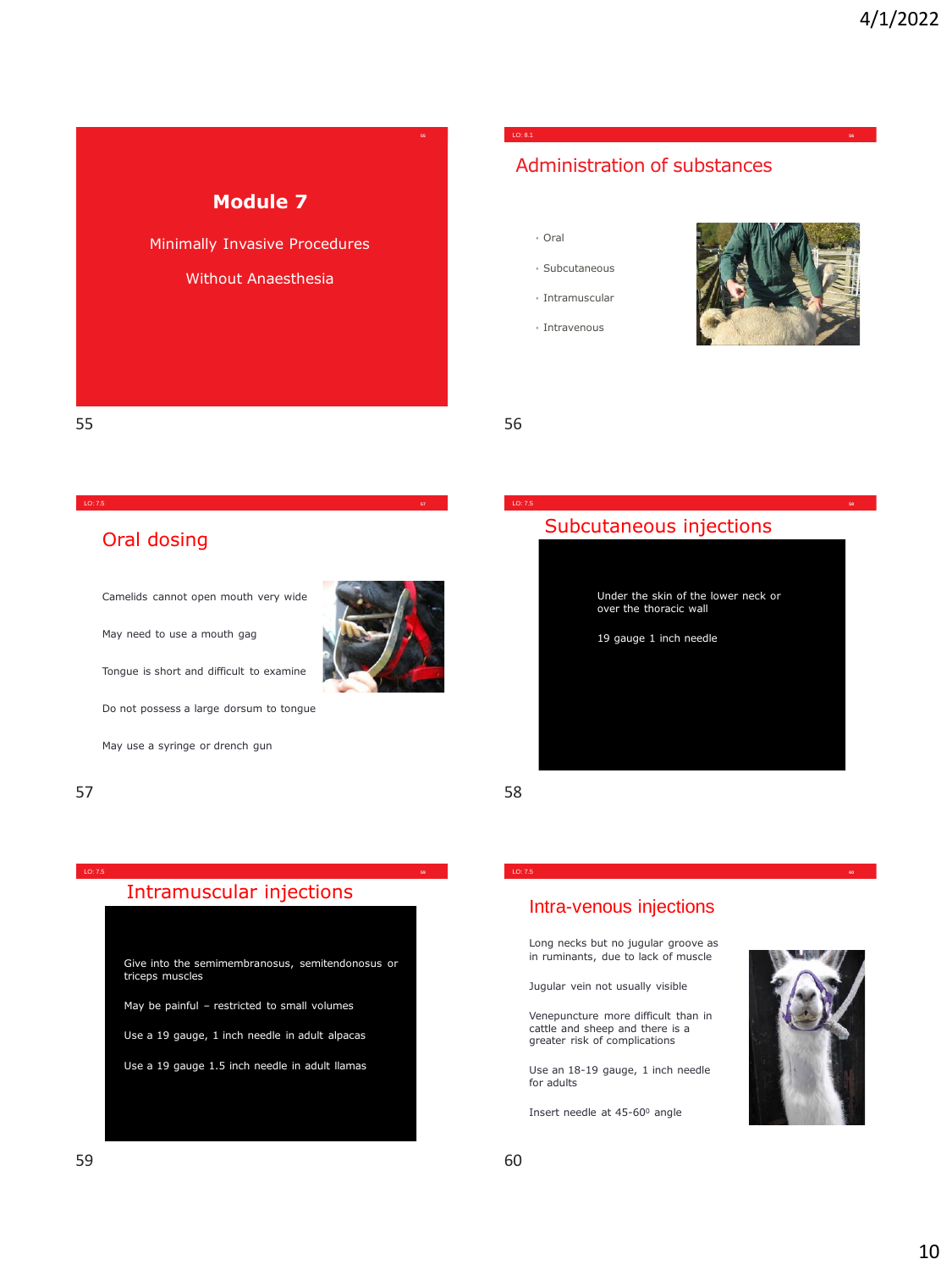# Module 7

Minimally Invasive Procedures

Without Anaesthesia

## Administration of substances

- Oral
- Subcutaneous
- Intramuscular
- Intravenous

## Oral dosing

Camelids cannot open mouth very wide

May need to use a mouth gag

Tongue is short and difficult to examine

Do not possess a large dorsum to tongue

May use a syringe or drench gun

## Subcutaneous injections

Under the skin of the lower neck or over the thoracic wall

19 gauge 1 inch needle

## Intramuscular injections

Give into the semimembranosus, semitendonosus or triceps muscles

May be painful – restricted to small volumes

Use a 19 gauge, 1 inch needle in adult alpacas

Use a 19 gauge 1.5 inch needle in adult llamas

## Intra-venous injections

Long necks but no jugular groove as in ruminants, due to lack of muscle

Jugular vein not usually visible

Venepuncture more difficult than in cattle and sheep and there is a greater risk of complications

Use an 18-19 gauge, 1 inch needle for adults

Insert needle at 45-60$^{0}$ angle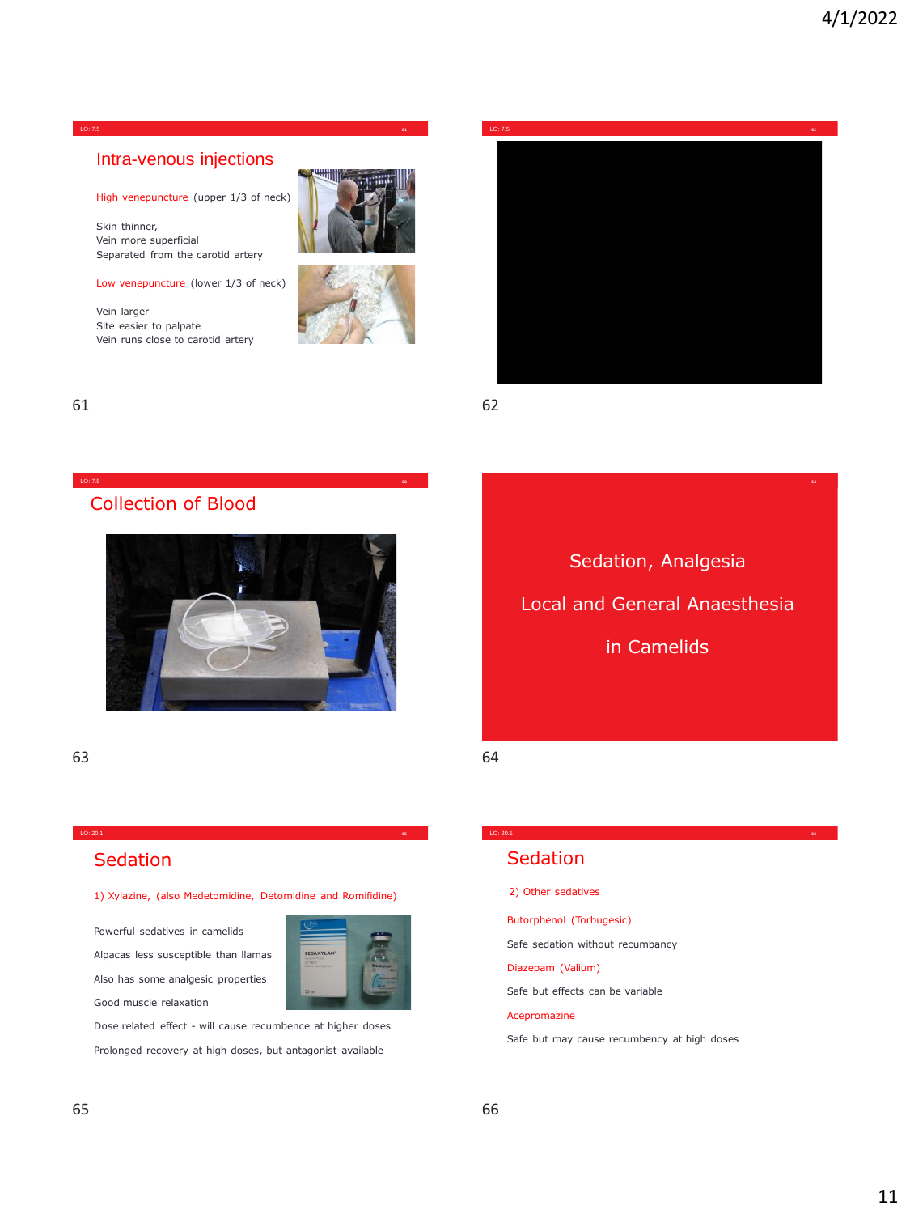## Intra-venous injections

High venepuncture (upper 1/3 of neck)

Skin thinner,
Vein more superficial
Separated from the carotid artery

Low venepuncture (lower 1/3 of neck)

Vein larger
Site easier to palpate
Vein runs close to carotid artery

## Collection of Blood

# Sedation, Analgesia

# Local and General Anaesthesia

# in Camelids

## Sedation

1) Xylazine, (also Medetomidine, Detomidine and Romifidine)

Powerful sedatives in camelids

Alpacas less susceptible than llamas

Also has some analgesic properties

Good muscle relaxation

Dose related effect - will cause recumbence at higher doses

Prolonged recovery at high doses, but antagonist available

## Sedation

2) Other sedatives

Butorphenol (Torbugesic)

Safe sedation without recumbancy

Diazepam (Valium)

Safe but effects can be variable

Acepromazine

Safe but may cause recumbency at high doses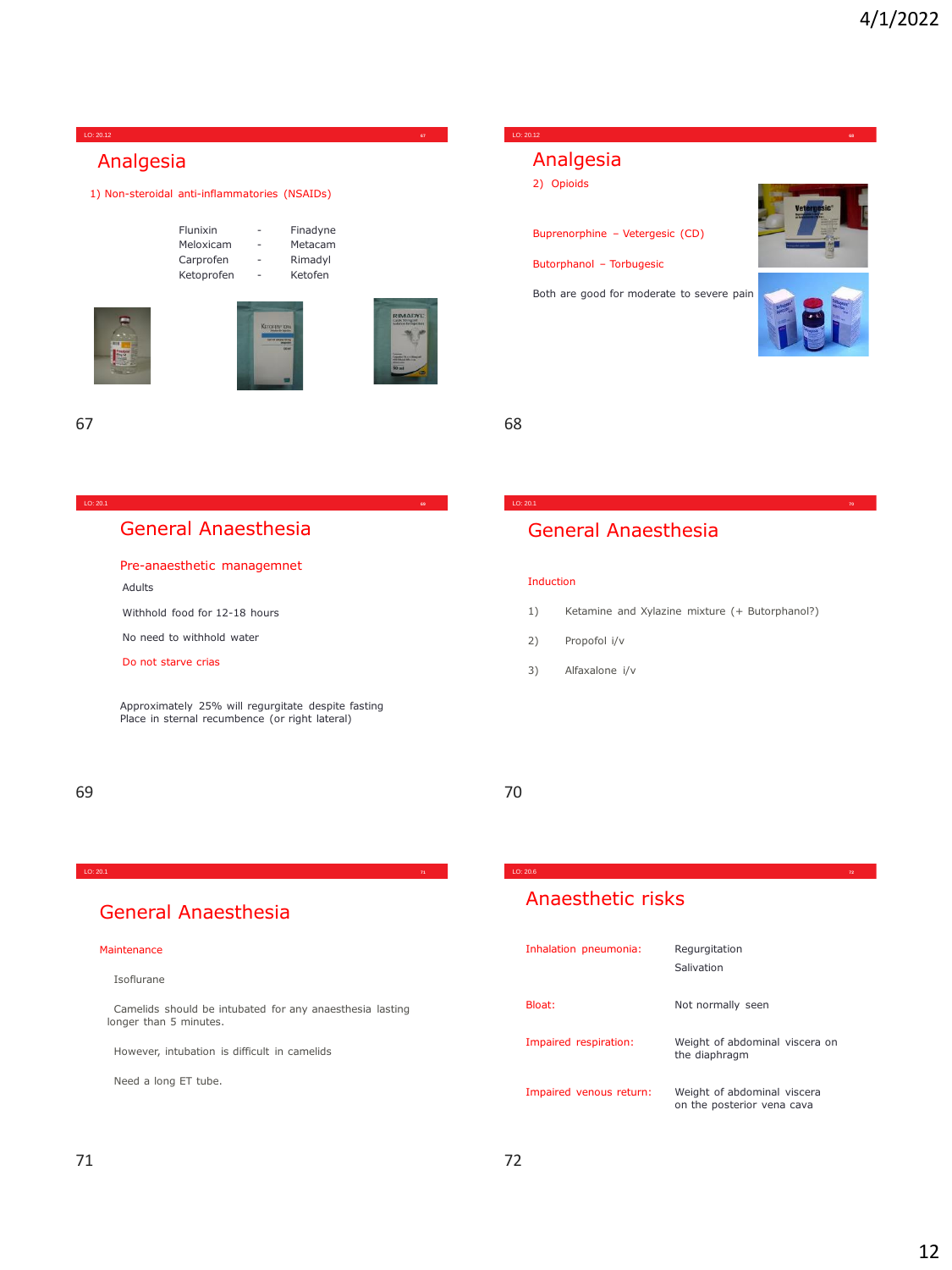## Analgesia

1) Non-steroidal anti-inflammatories (NSAIDs)

| | | |
|---|---|---|
| Flunixin | - | Finadyne |
| Meloxicam | - | Metacam |
| Carprofen | - | Rimadyl |
| Ketoprofen | - | Ketofen |

## Analgesia

2) Opioids

Buprenorphine – Vetergesic (CD)

Butorphanol – Torbugesic

Both are good for moderate to severe pain

## General Anaesthesia

Pre-anaesthetic managemnet

Adults

Withhold food for 12-18 hours

No need to withhold water

Do not starve crias

Approximately 25% will regurgitate despite fasting
Place in sternal recumbence (or right lateral)

## General Anaesthesia

Induction

1) Ketamine and Xylazine mixture (+ Butorphanol?)
2) Propofol i/v
3) Alfaxalone i/v

## General Anaesthesia

Maintenance

Isoflurane

Camelids should be intubated for any anaesthesia lasting longer than 5 minutes.

However, intubation is difficult in camelids

Need a long ET tube.

## Anaesthetic risks

| | |
|---|---|
| Inhalation pneumonia: | Regurgitation<br>Salivation |
| Bloat: | Not normally seen |
| Impaired respiration: | Weight of abdominal viscera on the diaphragm |
| Impaired venous return: | Weight of abdominal viscera on the posterior vena cava |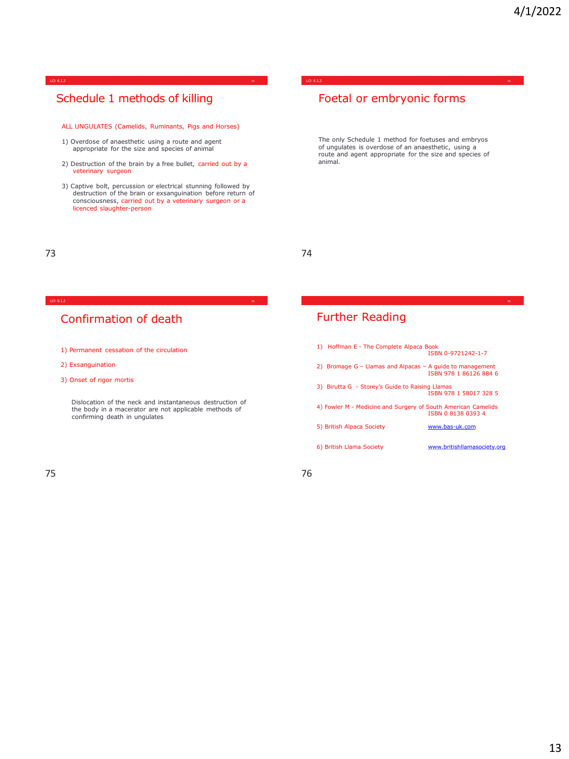## Schedule 1 methods of killing

ALL UNGULATES (Camelids, Ruminants, Pigs and Horses)

1) Overdose of anaesthetic using a route and agent appropriate for the size and species of animal

2) Destruction of the brain by a free bullet, carried out by a veterinary surgeon

3) Captive bolt, percussion or electrical stunning followed by destruction of the brain or exsanguination before return of consciousness, carried out by a veterinary surgeon or a licenced slaughter-person

## Foetal or embryonic forms

The only Schedule 1 method for foetuses and embryos of ungulates is overdose of an anaesthetic, using a route and agent appropriate for the size and species of animal.

## Confirmation of death

1) Permanent cessation of the circulation

2) Exsanguination

3) Onset of rigor mortis

Dislocation of the neck and instantaneous destruction of the body in a macerator are not applicable methods of confirming death in ungulates

## Further Reading

1) Hoffman E - The Complete Alpaca Book ISBN 0-9721242-1-7

2) Bromage G – Llamas and Alpacas – A guide to management ISBN 978 1 86126 884 6

3) Birutta G - Storey's Guide to Raising Llamas ISBN 978 1 58017 328 5

4) Fowler M - Medicine and Surgery of South American Camelids ISBN 0 8138 0393 4

5) British Alpaca Society www.bas-uk.com

6) British Llama Society www.britishllamasociety.org